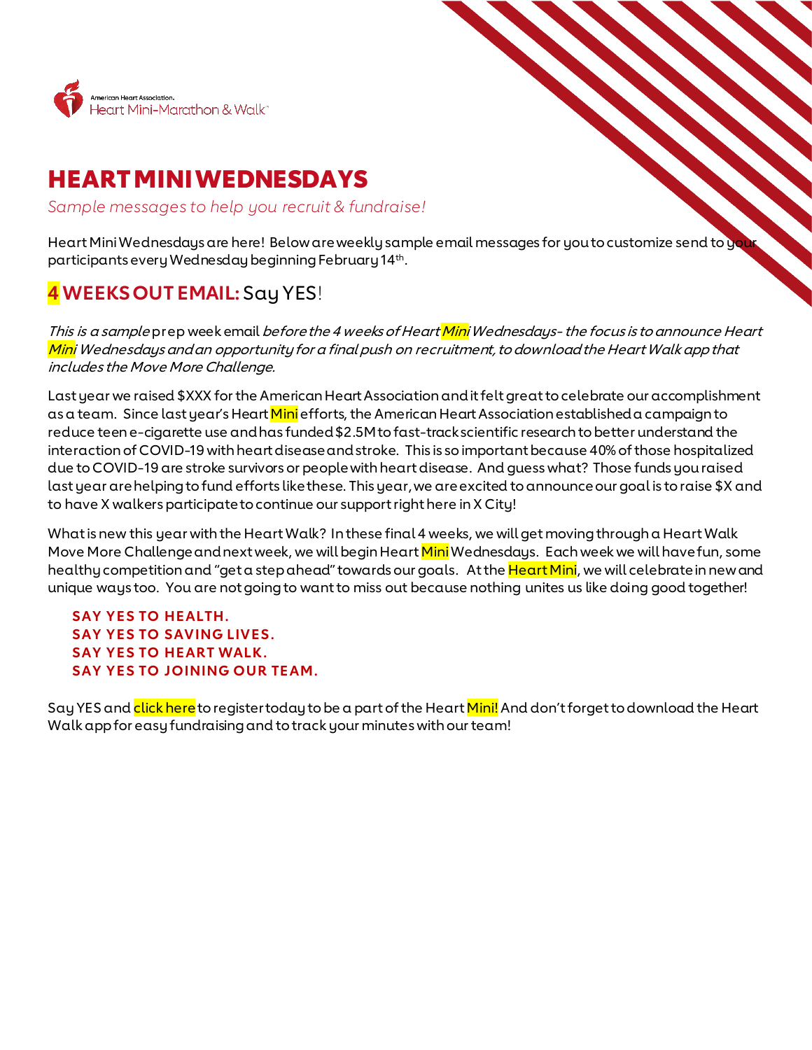American Heart Association. Heart Mini-Marathon & Walk™

# HEART MINI WEDNESDAYS

*Sample messages to help you recruit & fundraise!*

Heart Mini Wednesdays are here! Below are weekly sample email messages for you to customize send to your participants every Wednesday beginning February 14th.

## 4 WEEKS OUT EMAIL: Say YES!

*This is a sample* prep week email *before the 4 weeks of Heart Mini Wednesdays- the focus is to announce Heart Mini Wednesdays and an opportunity for a final push on recruitment, to download the Heart Walk app that includes the Move More Challenge.*

Last year we raised $XXX for the American Heart Association and it felt great to celebrate our accomplishment as a team. Since last year's Heart Mini efforts, the American Heart Association established a campaign to reduce teen e-cigarette use and has funded $2.5M to fast-track scientific research to better understand the interaction of COVID-19 with heart disease and stroke. This is so important because 40% of those hospitalized due to COVID-19 are stroke survivors or people with heart disease. And guess what? Those funds you raised last year are helping to fund efforts like these. This year, we are excited to announce our goal is to raise $X and to have X walkers participate to continue our support right here in X City!

What is new this year with the Heart Walk? In these final 4 weeks, we will get moving through a Heart Walk Move More Challenge and next week, we will begin Heart Mini Wednesdays. Each week we will have fun, some healthy competition and "get a step ahead" towards our goals. At the Heart Mini, we will celebrate in new and unique ways too. You are not going to want to miss out because nothing unites us like doing good together!

**SAY YES TO HEALTH.**
**SAY YES TO SAVING LIVES.**
**SAY YES TO HEART WALK.**
**SAY YES TO JOINING OUR TEAM.**

Say YES and click here to register today to be a part of the Heart Mini! And don't forget to download the Heart Walk app for easy fundraising and to track your minutes with our team!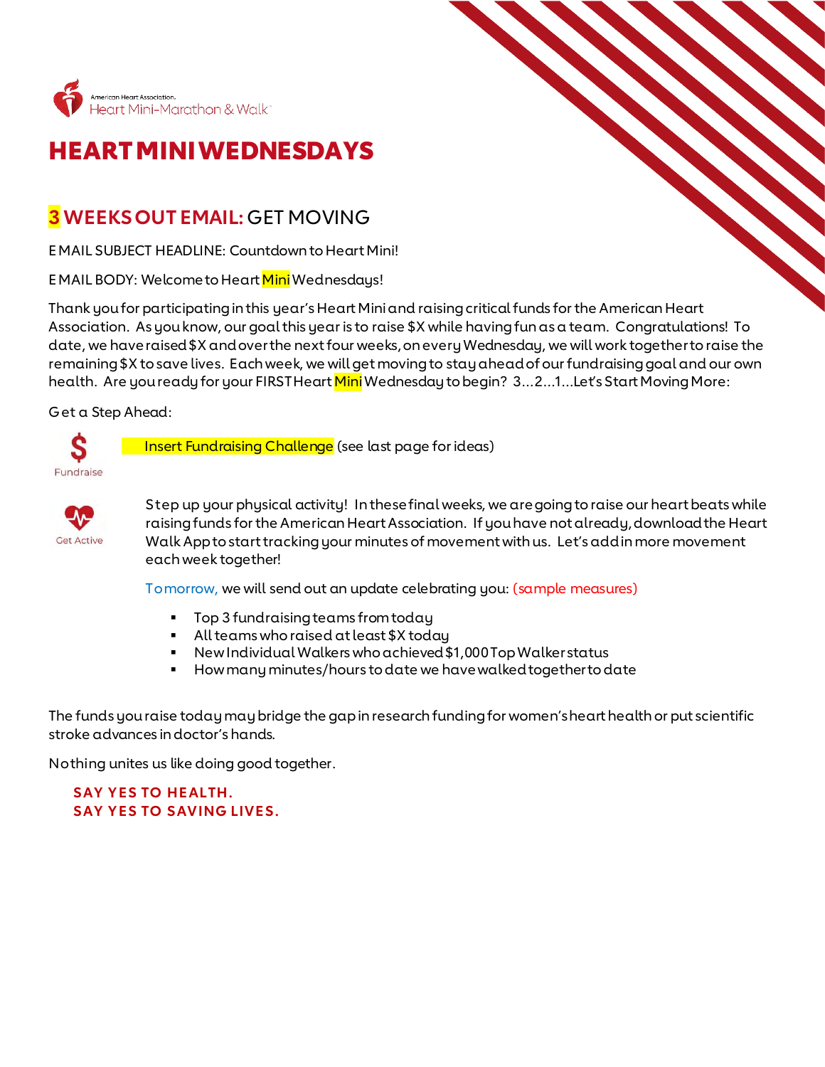American Heart Association. Heart Mini-Marathon & Walk

# HEART MINI WEDNESDAYS

## 3 WEEKS OUT EMAIL: GET MOVING

EMAIL SUBJECT HEADLINE: Countdown to Heart Mini!

EMAIL BODY: Welcome to Heart Mini Wednesdays!

Thank you for participating in this year's Heart Mini and raising critical funds for the American Heart Association. As you know, our goal this year is to raise $X while having fun as a team. Congratulations! To date, we have raised $X and over the next four weeks, on every Wednesday, we will work together to raise the remaining $X to save lives. Each week, we will get moving to stay ahead of our fundraising goal and our own health. Are you ready for your FIRST Heart Mini Wednesday to begin? 3...2...1...Let's Start Moving More:

Get a Step Ahead:

Fundraise: Insert Fundraising Challenge (see last page for ideas)

Get Active: Step up your physical activity! In these final weeks, we are going to raise our heart beats while raising funds for the American Heart Association. If you have not already, download the Heart Walk App to start tracking your minutes of movement with us. Let's add in more movement each week together!

Tomorrow, we will send out an update celebrating you: (sample measures)

- Top 3 fundraising teams from today
- All teams who raised at least $X today
- New Individual Walkers who achieved $1,000 Top Walker status
- How many minutes/hours to date we have walked together to date

The funds you raise today may bridge the gap in research funding for women's heart health or put scientific stroke advances in doctor's hands.

Nothing unites us like doing good together.

**SAY YES TO HEALTH.**
**SAY YES TO SAVING LIVES.**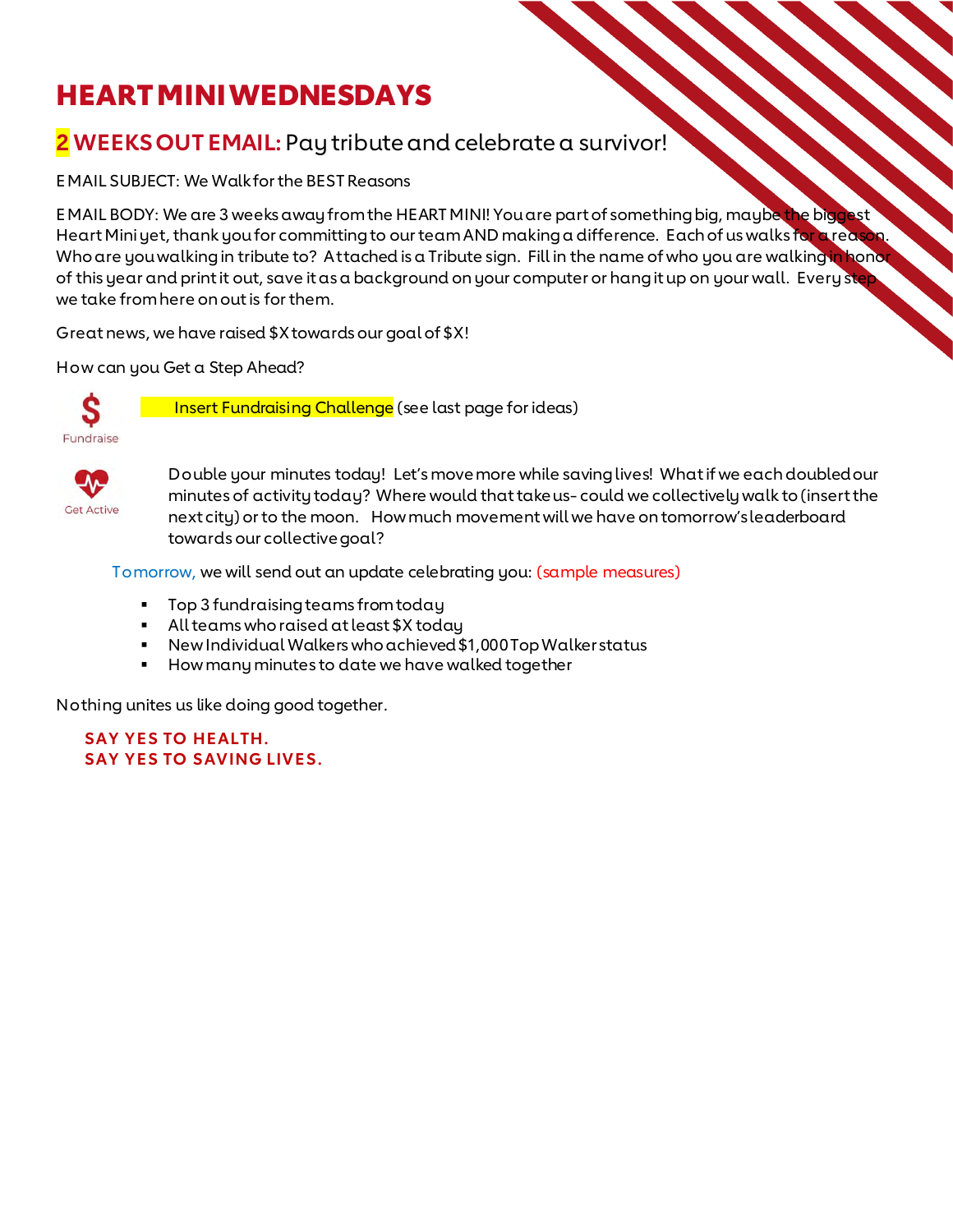# HEART MINI WEDNESDAYS

## 2 WEEKS OUT EMAIL: Pay tribute and celebrate a survivor!

EMAIL SUBJECT: We Walk for the BEST Reasons

EMAIL BODY: We are 3 weeks away from the HEART MINI! You are part of something big, maybe the biggest Heart Mini yet, thank you for committing to our team AND making a difference. Each of us walks for a reason. Who are you walking in tribute to? Attached is a Tribute sign. Fill in the name of who you are walking in honor of this year and print it out, save it as a background on your computer or hang it up on your wall. Every step we take from here on out is for them.

Great news, we have raised $X towards our goal of $X!

How can you Get a Step Ahead?

$ Fundraise

Insert Fundraising Challenge (see last page for ideas)

Get Active

Double your minutes today! Let's move more while saving lives! What if we each doubled our minutes of activity today? Where would that take us- could we collectively walk to (insert the next city) or to the moon. How much movement will we have on tomorrow's leaderboard towards our collective goal?

Tomorrow, we will send out an update celebrating you: (sample measures)

- Top 3 fundraising teams from today
- All teams who raised at least $X today
- New Individual Walkers who achieved $1,000 Top Walker status
- How many minutes to date we have walked together

Nothing unites us like doing good together.

**SAY YES TO HEALTH.**
**SAY YES TO SAVING LIVES.**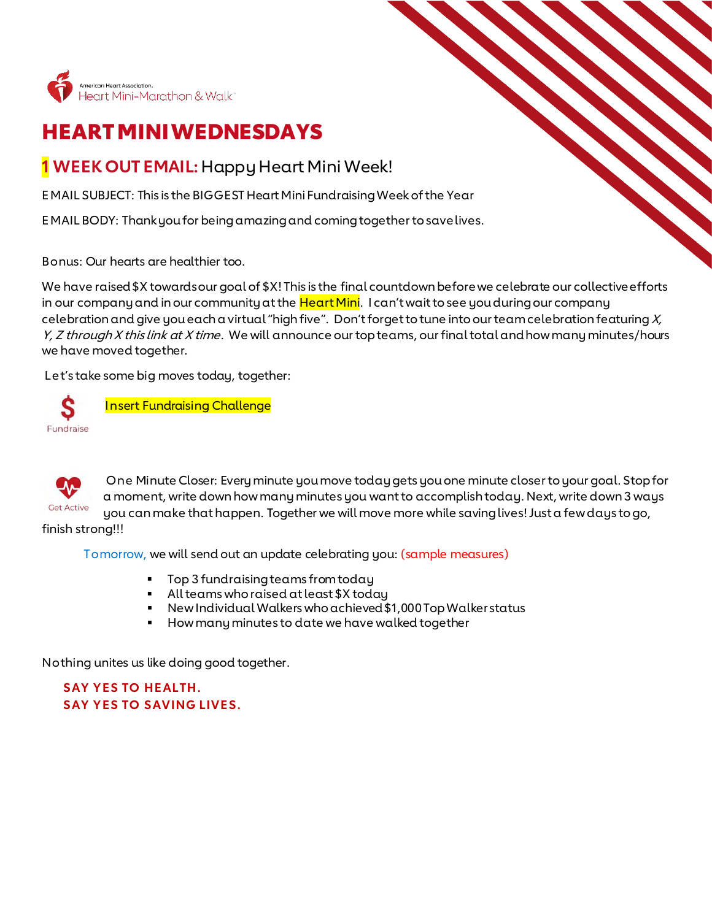American Heart Association. Heart Mini-Marathon & Walk

# HEART MINI WEDNESDAYS

## 1 WEEK OUT EMAIL: Happy Heart Mini Week!

EMAIL SUBJECT: This is the BIGGEST Heart Mini Fundraising Week of the Year

EMAIL BODY: Thank you for being amazing and coming together to save lives.

Bonus: Our hearts are healthier too.

We have raised $X towards our goal of $X! This is the final countdown before we celebrate our collective efforts in our company and in our community at the Heart Mini. I can't wait to see you during our company celebration and give you each a virtual "high five". Don't forget to tune into our team celebration featuring *X, Y, Z through X this link at X time.* We will announce our top teams, our final total and how many minutes/hours we have moved together.

Let's take some big moves today, together:

**Fundraise**: Insert Fundraising Challenge

**Get Active**: One Minute Closer: Every minute you move today gets you one minute closer to your goal. Stop for a moment, write down how many minutes you want to accomplish today. Next, write down 3 ways you can make that happen. Together we will move more while saving lives! Just a few days to go, finish strong!!!

Tomorrow, we will send out an update celebrating you: (sample measures)

- Top 3 fundraising teams from today
- All teams who raised at least $X today
- New Individual Walkers who achieved $1,000 Top Walker status
- How many minutes to date we have walked together

Nothing unites us like doing good together.

**SAY YES TO HEALTH.**
**SAY YES TO SAVING LIVES.**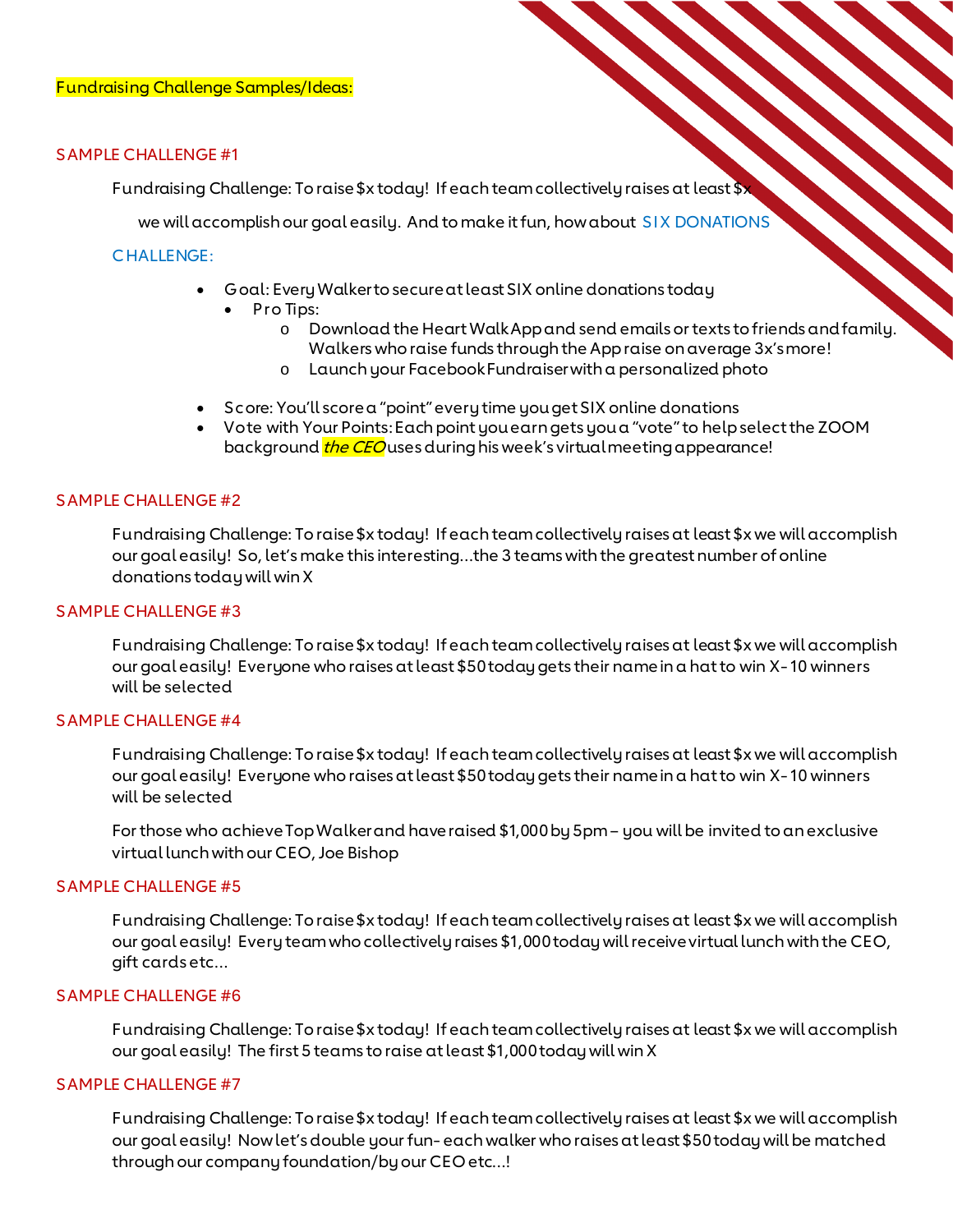Fundraising Challenge Samples/Ideas:

## SAMPLE CHALLENGE #1

Fundraising Challenge: To raise $x today! If each team collectively raises at least $x we will accomplish our goal easily. And to make it fun, how about SIX DONATIONS

CHALLENGE:

- Goal: Every Walker to secure at least SIX online donations today
  - Pro Tips:
    - Download the Heart Walk App and send emails or texts to friends and family. Walkers who raise funds through the App raise on average 3x's more!
    - Launch your Facebook Fundraiser with a personalized photo
- Score: You'll score a "point" every time you get SIX online donations
- Vote with Your Points: Each point you earn gets you a "vote" to help select the ZOOM background *the CEO* uses during his week's virtual meeting appearance!

## SAMPLE CHALLENGE #2

Fundraising Challenge: To raise $x today! If each team collectively raises at least $x we will accomplish our goal easily! So, let's make this interesting…the 3 teams with the greatest number of online donations today will win X

## SAMPLE CHALLENGE #3

Fundraising Challenge: To raise $x today! If each team collectively raises at least $x we will accomplish our goal easily! Everyone who raises at least $50 today gets their name in a hat to win X - 10 winners will be selected

## SAMPLE CHALLENGE #4

Fundraising Challenge: To raise $x today! If each team collectively raises at least $x we will accomplish our goal easily! Everyone who raises at least $50 today gets their name in a hat to win X - 10 winners will be selected

For those who achieve Top Walker and have raised $1,000 by 5pm – you will be invited to an exclusive virtual lunch with our CEO, Joe Bishop

## SAMPLE CHALLENGE #5

Fundraising Challenge: To raise $x today! If each team collectively raises at least $x we will accomplish our goal easily! Every team who collectively raises $1,000 today will receive virtual lunch with the CEO, gift cards etc…

## SAMPLE CHALLENGE #6

Fundraising Challenge: To raise $x today! If each team collectively raises at least $x we will accomplish our goal easily! The first 5 teams to raise at least $1,000 today will win X

## SAMPLE CHALLENGE #7

Fundraising Challenge: To raise $x today! If each team collectively raises at least $x we will accomplish our goal easily! Now let's double your fun- each walker who raises at least $50 today will be matched through our company foundation/by our CEO etc…!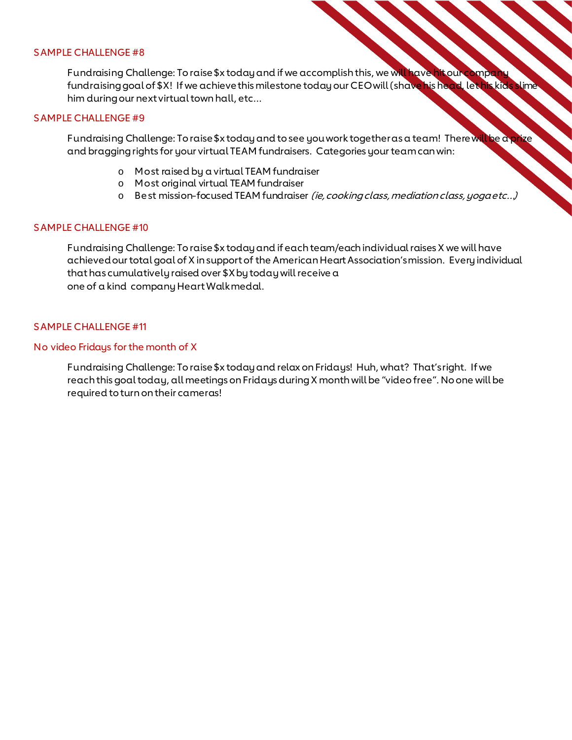## SAMPLE CHALLENGE #8

Fundraising Challenge: To raise $x today and if we accomplish this, we will have hit our company fundraising goal of $X! If we achieve this milestone today our CEO will (shave his head, let his kids slime him during our next virtual town hall, etc…

## SAMPLE CHALLENGE #9

Fundraising Challenge: To raise $x today and to see you work together as a team! There will be a prize and bragging rights for your virtual TEAM fundraisers. Categories your team can win:

- Most raised by a virtual TEAM fundraiser
- Most original virtual TEAM fundraiser
- Best mission-focused TEAM fundraiser *(ie, cooking class, mediation class, yoga etc…)*

## SAMPLE CHALLENGE #10

Fundraising Challenge: To raise $x today and if each team/each individual raises X we will have achieved our total goal of X in support of the American Heart Association's mission. Every individual that has cumulatively raised over $X by today will receive a one of a kind company Heart Walk medal.

## SAMPLE CHALLENGE #11

### No video Fridays for the month of X

Fundraising Challenge: To raise $x today and relax on Fridays! Huh, what? That's right. If we reach this goal today, all meetings on Fridays during X month will be "video free". No one will be required to turn on their cameras!